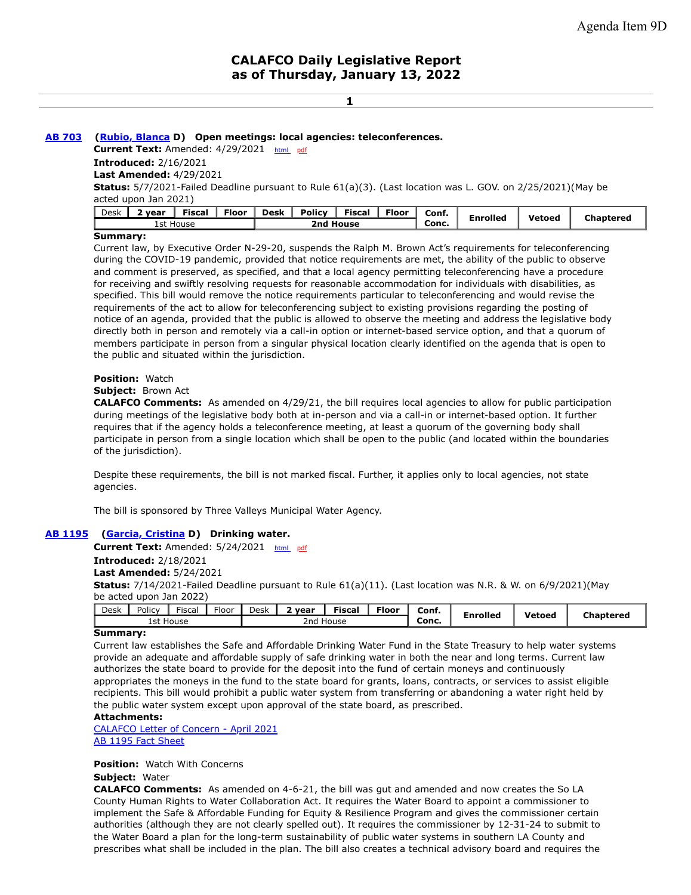Agenda Item 9D

# CALAFCO Daily Legislative Report
# as of Thursday, January 13, 2022

**1**

### [AB 703](#) ([Rubio, Blanca](#) D) Open meetings: local agencies: teleconferences.

**Current Text:** Amended: 4/29/2021 [html](#) [pdf](#)

**Introduced:** 2/16/2021

**Last Amended:** 4/29/2021

**Status:** 5/7/2021-Failed Deadline pursuant to Rule 61(a)(3). (Last location was L. GOV. on 2/25/2021)(May be acted upon Jan 2021)

| Desk | 2 year | Fiscal | Floor | Desk | Policy | Fiscal | Floor | Conf. Conc. | Enrolled | Vetoed | Chaptered |
|---|---|---|---|---|---|---|---|---|---|---|---|
| 1st House | | | | 2nd House | | | | | | | |

**Summary:**

Current law, by Executive Order N-29-20, suspends the Ralph M. Brown Act's requirements for teleconferencing during the COVID-19 pandemic, provided that notice requirements are met, the ability of the public to observe and comment is preserved, as specified, and that a local agency permitting teleconferencing have a procedure for receiving and swiftly resolving requests for reasonable accommodation for individuals with disabilities, as specified. This bill would remove the notice requirements particular to teleconferencing and would revise the requirements of the act to allow for teleconferencing subject to existing provisions regarding the posting of notice of an agenda, provided that the public is allowed to observe the meeting and address the legislative body directly both in person and remotely via a call-in option or internet-based service option, and that a quorum of members participate in person from a singular physical location clearly identified on the agenda that is open to the public and situated within the jurisdiction.

**Position:** Watch

**Subject:** Brown Act

**CALAFCO Comments:** As amended on 4/29/21, the bill requires local agencies to allow for public participation during meetings of the legislative body both at in-person and via a call-in or internet-based option. It further requires that if the agency holds a teleconference meeting, at least a quorum of the governing body shall participate in person from a single location which shall be open to the public (and located within the boundaries of the jurisdiction).

Despite these requirements, the bill is not marked fiscal. Further, it applies only to local agencies, not state agencies.

The bill is sponsored by Three Valleys Municipal Water Agency.

### [AB 1195](#) ([Garcia, Cristina](#) D) Drinking water.

**Current Text:** Amended: 5/24/2021 [html](#) [pdf](#)

**Introduced:** 2/18/2021

**Last Amended:** 5/24/2021

**Status:** 7/14/2021-Failed Deadline pursuant to Rule 61(a)(11). (Last location was N.R. & W. on 6/9/2021)(May be acted upon Jan 2022)

| Desk | Policy | Fiscal | Floor | Desk | 2 year | Fiscal | Floor | Conf. Conc. | Enrolled | Vetoed | Chaptered |
|---|---|---|---|---|---|---|---|---|---|---|---|
| 1st House | | | | 2nd House | | | | | | | |

**Summary:**

Current law establishes the Safe and Affordable Drinking Water Fund in the State Treasury to help water systems provide an adequate and affordable supply of safe drinking water in both the near and long terms. Current law authorizes the state board to provide for the deposit into the fund of certain moneys and continuously appropriates the moneys in the fund to the state board for grants, loans, contracts, or services to assist eligible recipients. This bill would prohibit a public water system from transferring or abandoning a water right held by the public water system except upon approval of the state board, as prescribed.

**Attachments:**

[CALAFCO Letter of Concern - April 2021](#)

[AB 1195 Fact Sheet](#)

**Position:** Watch With Concerns

**Subject:** Water

**CALAFCO Comments:** As amended on 4-6-21, the bill was gut and amended and now creates the So LA County Human Rights to Water Collaboration Act. It requires the Water Board to appoint a commissioner to implement the Safe & Affordable Funding for Equity & Resilience Program and gives the commissioner certain authorities (although they are not clearly spelled out). It requires the commissioner by 12-31-24 to submit to the Water Board a plan for the long-term sustainability of public water systems in southern LA County and prescribes what shall be included in the plan. The bill also creates a technical advisory board and requires the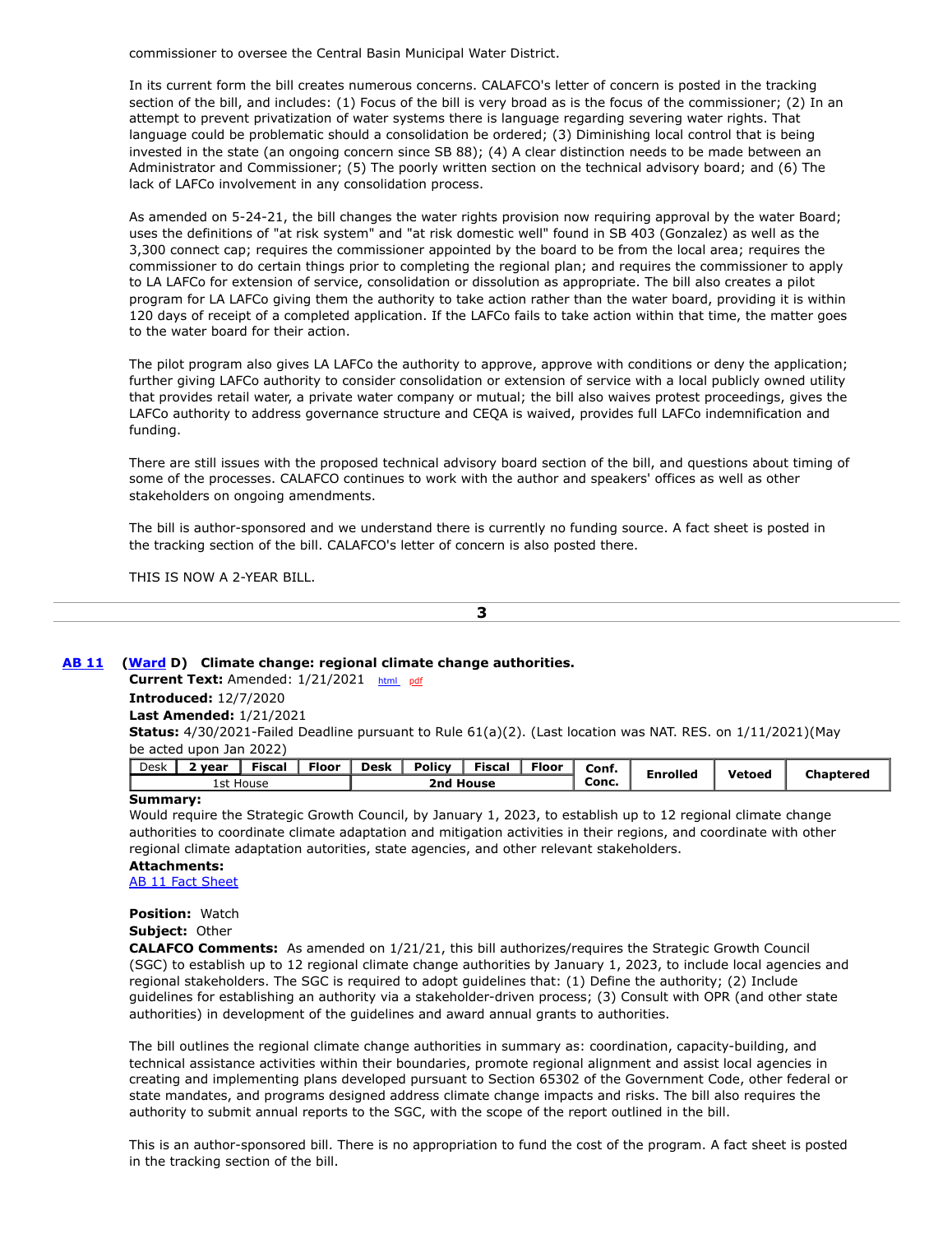commissioner to oversee the Central Basin Municipal Water District.

In its current form the bill creates numerous concerns. CALAFCO's letter of concern is posted in the tracking section of the bill, and includes: (1) Focus of the bill is very broad as is the focus of the commissioner; (2) In an attempt to prevent privatization of water systems there is language regarding severing water rights. That language could be problematic should a consolidation be ordered; (3) Diminishing local control that is being invested in the state (an ongoing concern since SB 88); (4) A clear distinction needs to be made between an Administrator and Commissioner; (5) The poorly written section on the technical advisory board; and (6) The lack of LAFCo involvement in any consolidation process.

As amended on 5-24-21, the bill changes the water rights provision now requiring approval by the water Board; uses the definitions of "at risk system" and "at risk domestic well" found in SB 403 (Gonzalez) as well as the 3,300 connect cap; requires the commissioner appointed by the board to be from the local area; requires the commissioner to do certain things prior to completing the regional plan; and requires the commissioner to apply to LA LAFCo for extension of service, consolidation or dissolution as appropriate. The bill also creates a pilot program for LA LAFCo giving them the authority to take action rather than the water board, providing it is within 120 days of receipt of a completed application. If the LAFCo fails to take action within that time, the matter goes to the water board for their action.

The pilot program also gives LA LAFCo the authority to approve, approve with conditions or deny the application; further giving LAFCo authority to consider consolidation or extension of service with a local publicly owned utility that provides retail water, a private water company or mutual; the bill also waives protest proceedings, gives the LAFCo authority to address governance structure and CEQA is waived, provides full LAFCo indemnification and funding.

There are still issues with the proposed technical advisory board section of the bill, and questions about timing of some of the processes. CALAFCO continues to work with the author and speakers' offices as well as other stakeholders on ongoing amendments.

The bill is author-sponsored and we understand there is currently no funding source. A fact sheet is posted in the tracking section of the bill. CALAFCO's letter of concern is also posted there.

THIS IS NOW A 2-YEAR BILL.

**3**

---

**AB 11** **(Ward D) Climate change: regional climate change authorities.**

**Current Text:** Amended: 1/21/2021 html pdf

**Introduced:** 12/7/2020

**Last Amended:** 1/21/2021

**Status:** 4/30/2021-Failed Deadline pursuant to Rule 61(a)(2). (Last location was NAT. RES. on 1/11/2021)(May be acted upon Jan 2022)

| Desk | 2 year | Fiscal | Floor | Desk | Policy | Fiscal | Floor | Conf. Conc. | Enrolled | Vetoed | Chaptered |
|---|---|---|---|---|---|---|---|---|---|---|---|
| 1st House | | | | 2nd House | | | | | | | |

**Summary:**
Would require the Strategic Growth Council, by January 1, 2023, to establish up to 12 regional climate change authorities to coordinate climate adaptation and mitigation activities in their regions, and coordinate with other regional climate adaptation autorities, state agencies, and other relevant stakeholders.

**Attachments:**
AB 11 Fact Sheet

**Position:** Watch

**Subject:** Other

**CALAFCO Comments:** As amended on 1/21/21, this bill authorizes/requires the Strategic Growth Council (SGC) to establish up to 12 regional climate change authorities by January 1, 2023, to include local agencies and regional stakeholders. The SGC is required to adopt guidelines that: (1) Define the authority; (2) Include guidelines for establishing an authority via a stakeholder-driven process; (3) Consult with OPR (and other state authorities) in development of the guidelines and award annual grants to authorities.

The bill outlines the regional climate change authorities in summary as: coordination, capacity-building, and technical assistance activities within their boundaries, promote regional alignment and assist local agencies in creating and implementing plans developed pursuant to Section 65302 of the Government Code, other federal or state mandates, and programs designed address climate change impacts and risks. The bill also requires the authority to submit annual reports to the SGC, with the scope of the report outlined in the bill.

This is an author-sponsored bill. There is no appropriation to fund the cost of the program. A fact sheet is posted in the tracking section of the bill.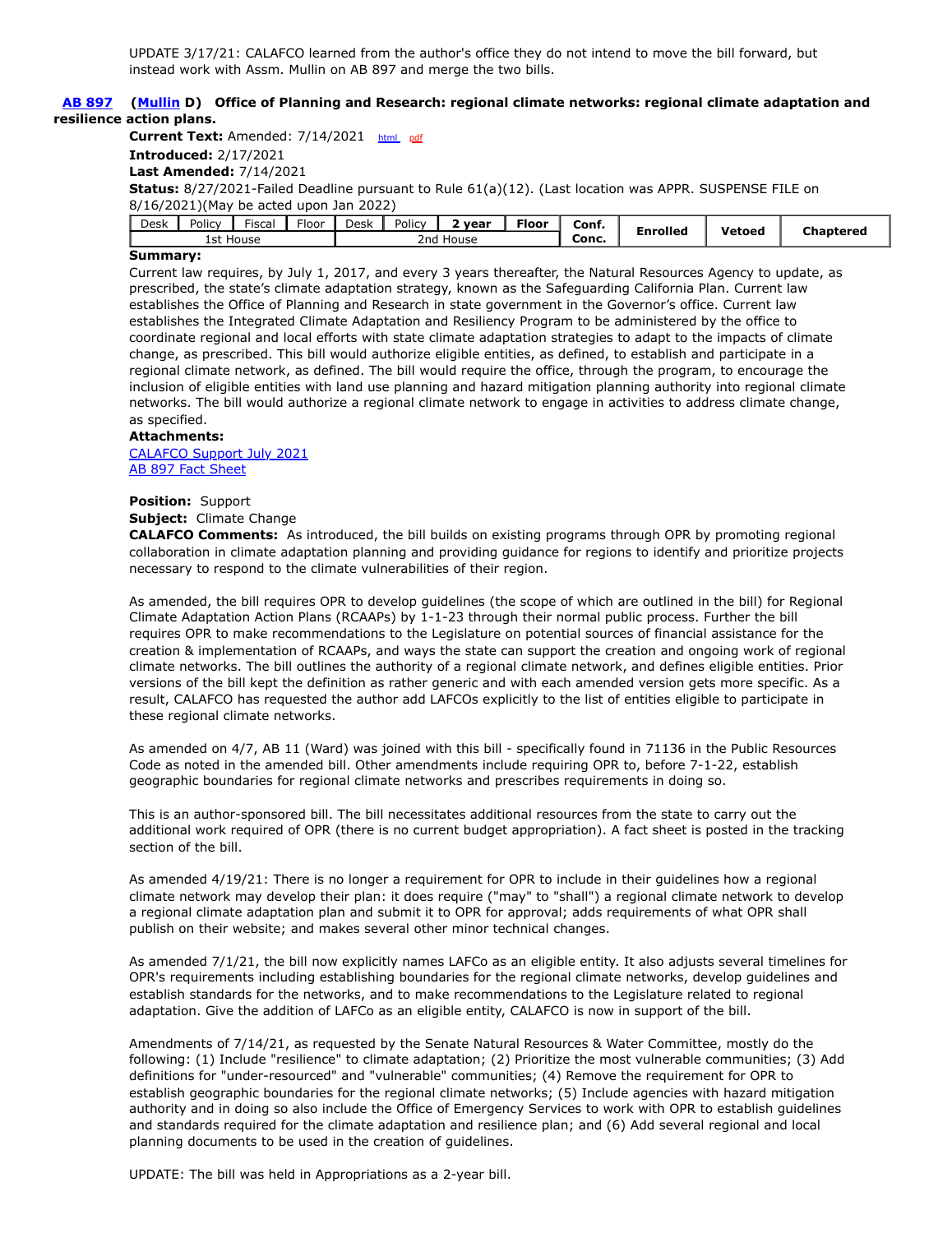UPDATE 3/17/21: CALAFCO learned from the author's office they do not intend to move the bill forward, but instead work with Assm. Mullin on AB 897 and merge the two bills.

**AB 897 (Mullin D) Office of Planning and Research: regional climate networks: regional climate adaptation and resilience action plans.**

**Current Text:** Amended: 7/14/2021 html pdf

**Introduced:** 2/17/2021

**Last Amended:** 7/14/2021

**Status:** 8/27/2021-Failed Deadline pursuant to Rule 61(a)(12). (Last location was APPR. SUSPENSE FILE on 8/16/2021)(May be acted upon Jan 2022)

| Desk | Policy | Fiscal | Floor | Desk | Policy | **2 year** | **Floor** | **Conf.** | **Enrolled** | **Vetoed** | **Chaptered** |
|---|---|---|---|---|---|---|---|---|---|---|---|
| 1st House | | | | 2nd House | | | | **Conc.** | | | |

**Summary:**

Current law requires, by July 1, 2017, and every 3 years thereafter, the Natural Resources Agency to update, as prescribed, the state's climate adaptation strategy, known as the Safeguarding California Plan. Current law establishes the Office of Planning and Research in state government in the Governor's office. Current law establishes the Integrated Climate Adaptation and Resiliency Program to be administered by the office to coordinate regional and local efforts with state climate adaptation strategies to adapt to the impacts of climate change, as prescribed. This bill would authorize eligible entities, as defined, to establish and participate in a regional climate network, as defined. The bill would require the office, through the program, to encourage the inclusion of eligible entities with land use planning and hazard mitigation planning authority into regional climate networks. The bill would authorize a regional climate network to engage in activities to address climate change, as specified.

**Attachments:**

CALAFCO Support July 2021

AB 897 Fact Sheet

**Position:** Support

**Subject:** Climate Change

**CALAFCO Comments:** As introduced, the bill builds on existing programs through OPR by promoting regional collaboration in climate adaptation planning and providing guidance for regions to identify and prioritize projects necessary to respond to the climate vulnerabilities of their region.

As amended, the bill requires OPR to develop guidelines (the scope of which are outlined in the bill) for Regional Climate Adaptation Action Plans (RCAAPs) by 1-1-23 through their normal public process. Further the bill requires OPR to make recommendations to the Legislature on potential sources of financial assistance for the creation & implementation of RCAAPs, and ways the state can support the creation and ongoing work of regional climate networks. The bill outlines the authority of a regional climate network, and defines eligible entities. Prior versions of the bill kept the definition as rather generic and with each amended version gets more specific. As a result, CALAFCO has requested the author add LAFCOs explicitly to the list of entities eligible to participate in these regional climate networks.

As amended on 4/7, AB 11 (Ward) was joined with this bill - specifically found in 71136 in the Public Resources Code as noted in the amended bill. Other amendments include requiring OPR to, before 7-1-22, establish geographic boundaries for regional climate networks and prescribes requirements in doing so.

This is an author-sponsored bill. The bill necessitates additional resources from the state to carry out the additional work required of OPR (there is no current budget appropriation). A fact sheet is posted in the tracking section of the bill.

As amended 4/19/21: There is no longer a requirement for OPR to include in their guidelines how a regional climate network may develop their plan: it does require ("may" to "shall") a regional climate network to develop a regional climate adaptation plan and submit it to OPR for approval; adds requirements of what OPR shall publish on their website; and makes several other minor technical changes.

As amended 7/1/21, the bill now explicitly names LAFCo as an eligible entity. It also adjusts several timelines for OPR's requirements including establishing boundaries for the regional climate networks, develop guidelines and establish standards for the networks, and to make recommendations to the Legislature related to regional adaptation. Give the addition of LAFCo as an eligible entity, CALAFCO is now in support of the bill.

Amendments of 7/14/21, as requested by the Senate Natural Resources & Water Committee, mostly do the following: (1) Include "resilience" to climate adaptation; (2) Prioritize the most vulnerable communities; (3) Add definitions for "under-resourced" and "vulnerable" communities; (4) Remove the requirement for OPR to establish geographic boundaries for the regional climate networks; (5) Include agencies with hazard mitigation authority and in doing so also include the Office of Emergency Services to work with OPR to establish guidelines and standards required for the climate adaptation and resilience plan; and (6) Add several regional and local planning documents to be used in the creation of guidelines.

UPDATE: The bill was held in Appropriations as a 2-year bill.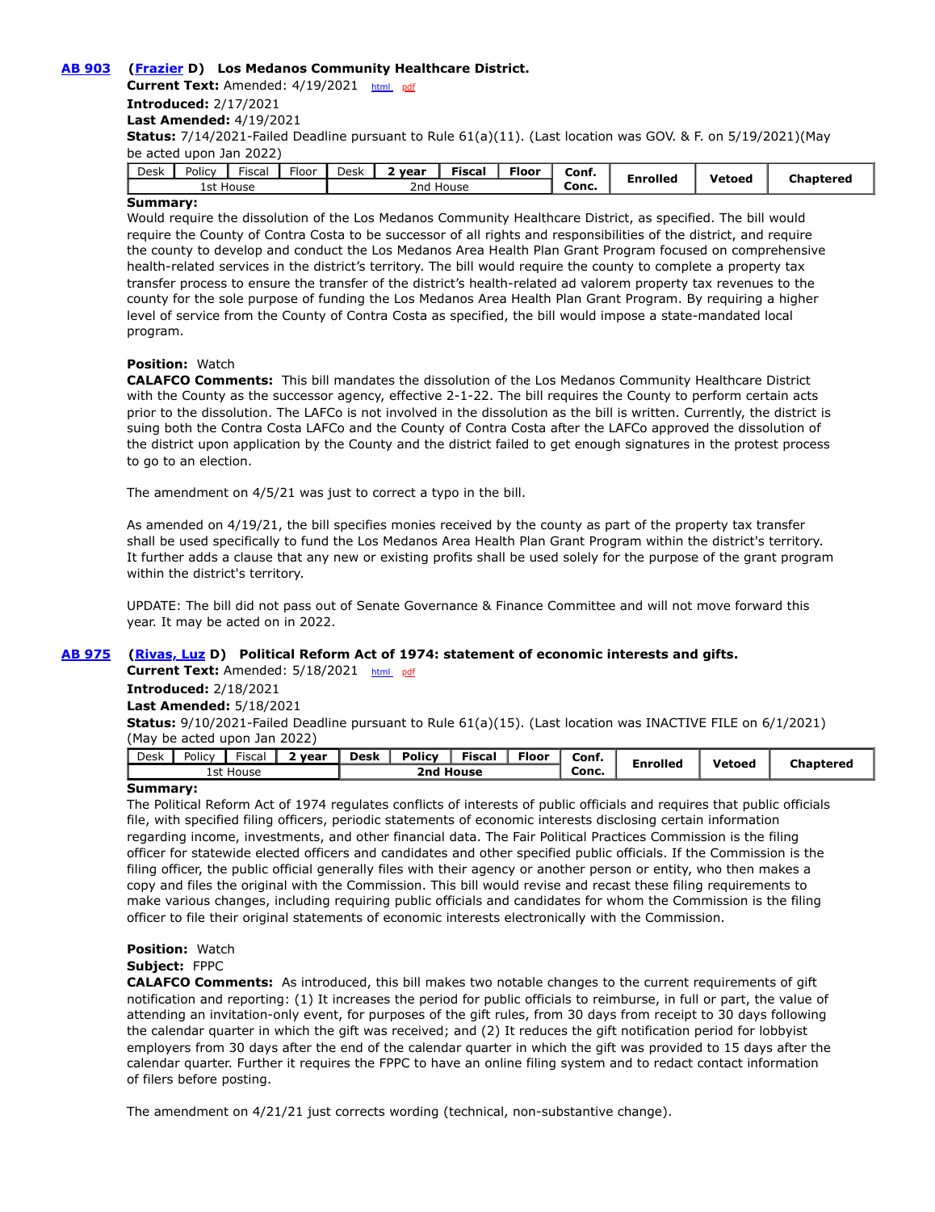**[AB 903](#)** **([Frazier](#) D) Los Medanos Community Healthcare District.**

**Current Text:** Amended: 4/19/2021 [html](#) [pdf](#)

**Introduced:** 2/17/2021

**Last Amended:** 4/19/2021

**Status:** 7/14/2021-Failed Deadline pursuant to Rule 61(a)(11). (Last location was GOV. & F. on 5/19/2021)(May be acted upon Jan 2022)

| Desk | Policy | Fiscal | Floor | Desk | **2 year** | **Fiscal** | **Floor** | **Conf. Conc.** | **Enrolled** | **Vetoed** | **Chaptered** |
|---|---|---|---|---|---|---|---|---|---|---|---|
| 1st House | | | | 2nd House | | | | | | | |

**Summary:**

Would require the dissolution of the Los Medanos Community Healthcare District, as specified. The bill would require the County of Contra Costa to be successor of all rights and responsibilities of the district, and require the county to develop and conduct the Los Medanos Area Health Plan Grant Program focused on comprehensive health-related services in the district's territory. The bill would require the county to complete a property tax transfer process to ensure the transfer of the district's health-related ad valorem property tax revenues to the county for the sole purpose of funding the Los Medanos Area Health Plan Grant Program. By requiring a higher level of service from the County of Contra Costa as specified, the bill would impose a state-mandated local program.

**Position:** Watch

**CALAFCO Comments:** This bill mandates the dissolution of the Los Medanos Community Healthcare District with the County as the successor agency, effective 2-1-22. The bill requires the County to perform certain acts prior to the dissolution. The LAFCo is not involved in the dissolution as the bill is written. Currently, the district is suing both the Contra Costa LAFCo and the County of Contra Costa after the LAFCo approved the dissolution of the district upon application by the County and the district failed to get enough signatures in the protest process to go to an election.

The amendment on 4/5/21 was just to correct a typo in the bill.

As amended on 4/19/21, the bill specifies monies received by the county as part of the property tax transfer shall be used specifically to fund the Los Medanos Area Health Plan Grant Program within the district's territory. It further adds a clause that any new or existing profits shall be used solely for the purpose of the grant program within the district's territory.

UPDATE: The bill did not pass out of Senate Governance & Finance Committee and will not move forward this year. It may be acted on in 2022.

**[AB 975](#)** **([Rivas, Luz](#) D) Political Reform Act of 1974: statement of economic interests and gifts.**

**Current Text:** Amended: 5/18/2021 [html](#) [pdf](#)

**Introduced:** 2/18/2021

**Last Amended:** 5/18/2021

**Status:** 9/10/2021-Failed Deadline pursuant to Rule 61(a)(15). (Last location was INACTIVE FILE on 6/1/2021) (May be acted upon Jan 2022)

| Desk | Policy | Fiscal | **2 year** | **Desk** | **Policy** | **Fiscal** | **Floor** | **Conf. Conc.** | **Enrolled** | **Vetoed** | **Chaptered** |
|---|---|---|---|---|---|---|---|---|---|---|---|
| 1st House | | | | **2nd House** | | | | | | | |

**Summary:**

The Political Reform Act of 1974 regulates conflicts of interests of public officials and requires that public officials file, with specified filing officers, periodic statements of economic interests disclosing certain information regarding income, investments, and other financial data. The Fair Political Practices Commission is the filing officer for statewide elected officers and candidates and other specified public officials. If the Commission is the filing officer, the public official generally files with their agency or another person or entity, who then makes a copy and files the original with the Commission. This bill would revise and recast these filing requirements to make various changes, including requiring public officials and candidates for whom the Commission is the filing officer to file their original statements of economic interests electronically with the Commission.

**Position:** Watch

**Subject:** FPPC

**CALAFCO Comments:** As introduced, this bill makes two notable changes to the current requirements of gift notification and reporting: (1) It increases the period for public officials to reimburse, in full or part, the value of attending an invitation-only event, for purposes of the gift rules, from 30 days from receipt to 30 days following the calendar quarter in which the gift was received; and (2) It reduces the gift notification period for lobbyist employers from 30 days after the end of the calendar quarter in which the gift was provided to 15 days after the calendar quarter. Further it requires the FPPC to have an online filing system and to redact contact information of filers before posting.

The amendment on 4/21/21 just corrects wording (technical, non-substantive change).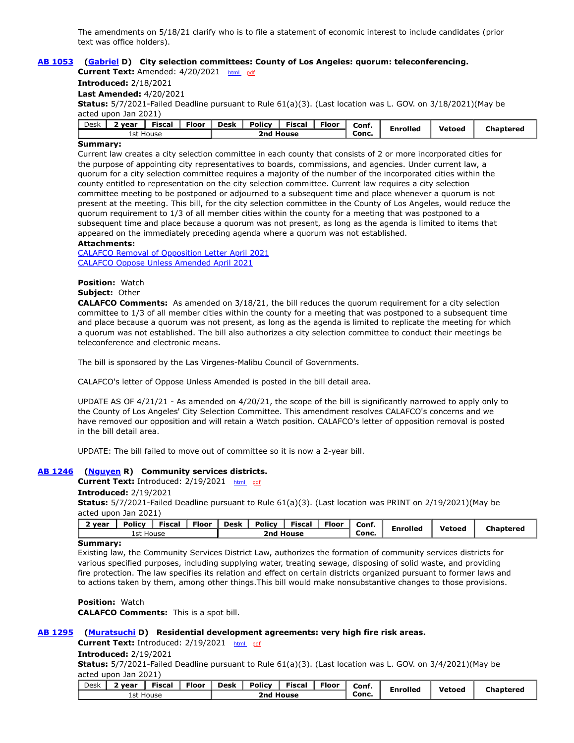The amendments on 5/18/21 clarify who is to file a statement of economic interest to include candidates (prior text was office holders).

**AB 1053** **(Gabriel D)** **City selection committees: County of Los Angeles: quorum: teleconferencing.**

**Current Text:** Amended: 4/20/2021 html pdf

**Introduced:** 2/18/2021

**Last Amended:** 4/20/2021

**Status:** 5/7/2021-Failed Deadline pursuant to Rule 61(a)(3). (Last location was L. GOV. on 3/18/2021)(May be acted upon Jan 2021)

| Desk | 2 year | Fiscal | Floor | Desk | Policy | Fiscal | Floor | Conf. Conc. | Enrolled | Vetoed | Chaptered |
|---|---|---|---|---|---|---|---|---|---|---|---|
| 1st House | | | | 2nd House | | | | | | | |

**Summary:**

Current law creates a city selection committee in each county that consists of 2 or more incorporated cities for the purpose of appointing city representatives to boards, commissions, and agencies. Under current law, a quorum for a city selection committee requires a majority of the number of the incorporated cities within the county entitled to representation on the city selection committee. Current law requires a city selection committee meeting to be postponed or adjourned to a subsequent time and place whenever a quorum is not present at the meeting. This bill, for the city selection committee in the County of Los Angeles, would reduce the quorum requirement to 1/3 of all member cities within the county for a meeting that was postponed to a subsequent time and place because a quorum was not present, as long as the agenda is limited to items that appeared on the immediately preceding agenda where a quorum was not established.

**Attachments:**

CALAFCO Removal of Opposition Letter April 2021

CALAFCO Oppose Unless Amended April 2021

**Position:** Watch

**Subject:** Other

**CALAFCO Comments:** As amended on 3/18/21, the bill reduces the quorum requirement for a city selection committee to 1/3 of all member cities within the county for a meeting that was postponed to a subsequent time and place because a quorum was not present, as long as the agenda is limited to replicate the meeting for which a quorum was not established. The bill also authorizes a city selection committee to conduct their meetings be teleconference and electronic means.

The bill is sponsored by the Las Virgenes-Malibu Council of Governments.

CALAFCO's letter of Oppose Unless Amended is posted in the bill detail area.

UPDATE AS OF 4/21/21 - As amended on 4/20/21, the scope of the bill is significantly narrowed to apply only to the County of Los Angeles' City Selection Committee. This amendment resolves CALAFCO's concerns and we have removed our opposition and will retain a Watch position. CALAFCO's letter of opposition removal is posted in the bill detail area.

UPDATE: The bill failed to move out of committee so it is now a 2-year bill.

**AB 1246** **(Nguyen R)** **Community services districts.**

**Current Text:** Introduced: 2/19/2021 html pdf

**Introduced:** 2/19/2021

**Status:** 5/7/2021-Failed Deadline pursuant to Rule 61(a)(3). (Last location was PRINT on 2/19/2021)(May be acted upon Jan 2021)

| 2 year | Policy | Fiscal | Floor | Desk | Policy | Fiscal | Floor | Conf. Conc. | Enrolled | Vetoed | Chaptered |
|---|---|---|---|---|---|---|---|---|---|---|---|
| 1st House | | | | 2nd House | | | | | | | |

**Summary:**

Existing law, the Community Services District Law, authorizes the formation of community services districts for various specified purposes, including supplying water, treating sewage, disposing of solid waste, and providing fire protection. The law specifies its relation and effect on certain districts organized pursuant to former laws and to actions taken by them, among other things.This bill would make nonsubstantive changes to those provisions.

**Position:** Watch

**CALAFCO Comments:** This is a spot bill.

**AB 1295** **(Muratsuchi D)** **Residential development agreements: very high fire risk areas.**

**Current Text:** Introduced: 2/19/2021 html pdf

**Introduced:** 2/19/2021

**Status:** 5/7/2021-Failed Deadline pursuant to Rule 61(a)(3). (Last location was L. GOV. on 3/4/2021)(May be acted upon Jan 2021)

| Desk | 2 year | Fiscal | Floor | Desk | Policy | Fiscal | Floor | Conf. Conc. | Enrolled | Vetoed | Chaptered |
|---|---|---|---|---|---|---|---|---|---|---|---|
| 1st House | | | | 2nd House | | | | | | | |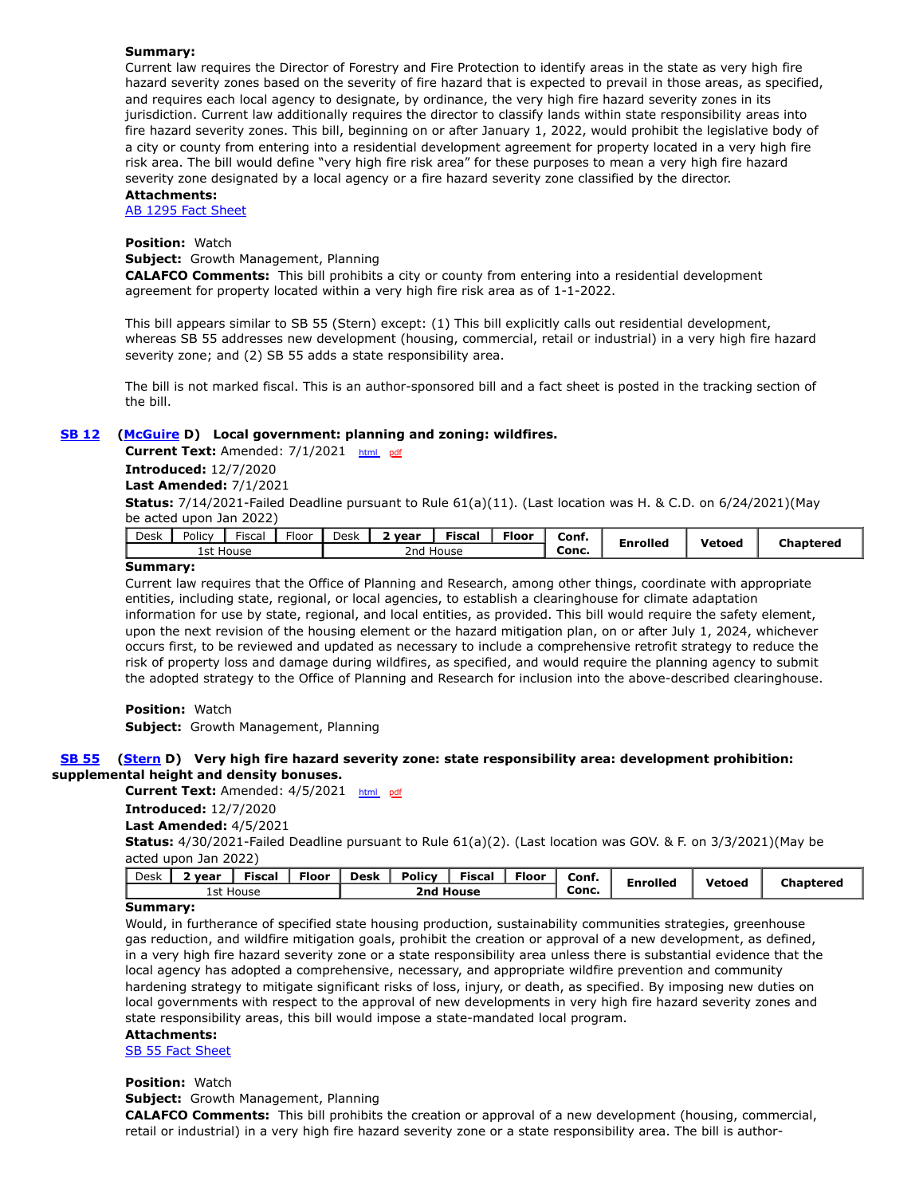**Summary:**
Current law requires the Director of Forestry and Fire Protection to identify areas in the state as very high fire hazard severity zones based on the severity of fire hazard that is expected to prevail in those areas, as specified, and requires each local agency to designate, by ordinance, the very high fire hazard severity zones in its jurisdiction. Current law additionally requires the director to classify lands within state responsibility areas into fire hazard severity zones. This bill, beginning on or after January 1, 2022, would prohibit the legislative body of a city or county from entering into a residential development agreement for property located in a very high fire risk area. The bill would define "very high fire risk area" for these purposes to mean a very high fire hazard severity zone designated by a local agency or a fire hazard severity zone classified by the director.

**Attachments:**
[AB 1295 Fact Sheet]

**Position:** Watch
**Subject:** Growth Management, Planning
**CALAFCO Comments:** This bill prohibits a city or county from entering into a residential development agreement for property located within a very high fire risk area as of 1-1-2022.

This bill appears similar to SB 55 (Stern) except: (1) This bill explicitly calls out residential development, whereas SB 55 addresses new development (housing, commercial, retail or industrial) in a very high fire hazard severity zone; and (2) SB 55 adds a state responsibility area.

The bill is not marked fiscal. This is an author-sponsored bill and a fact sheet is posted in the tracking section of the bill.

**SB 12** (**McGuire** D) **Local government: planning and zoning: wildfires.**

**Current Text:** Amended: 7/1/2021 html pdf
**Introduced:** 12/7/2020
**Last Amended:** 7/1/2021
**Status:** 7/14/2021-Failed Deadline pursuant to Rule 61(a)(11). (Last location was H. & C.D. on 6/24/2021)(May be acted upon Jan 2022)

| Desk | Policy | Fiscal | Floor | Desk | 2 year | Fiscal | Floor | Conf. Conc. | Enrolled | Vetoed | Chaptered |
|---|---|---|---|---|---|---|---|---|---|---|---|
| 1st House | | | | 2nd House | | | | | | | |

**Summary:**
Current law requires that the Office of Planning and Research, among other things, coordinate with appropriate entities, including state, regional, or local agencies, to establish a clearinghouse for climate adaptation information for use by state, regional, and local entities, as provided. This bill would require the safety element, upon the next revision of the housing element or the hazard mitigation plan, on or after July 1, 2024, whichever occurs first, to be reviewed and updated as necessary to include a comprehensive retrofit strategy to reduce the risk of property loss and damage during wildfires, as specified, and would require the planning agency to submit the adopted strategy to the Office of Planning and Research for inclusion into the above-described clearinghouse.

**Position:** Watch
**Subject:** Growth Management, Planning

**SB 55** (**Stern** D) **Very high fire hazard severity zone: state responsibility area: development prohibition: supplemental height and density bonuses.**

**Current Text:** Amended: 4/5/2021 html pdf
**Introduced:** 12/7/2020
**Last Amended:** 4/5/2021
**Status:** 4/30/2021-Failed Deadline pursuant to Rule 61(a)(2). (Last location was GOV. & F. on 3/3/2021)(May be acted upon Jan 2022)

| Desk | 2 year | Fiscal | Floor | Desk | Policy | Fiscal | Floor | Conf. Conc. | Enrolled | Vetoed | Chaptered |
|---|---|---|---|---|---|---|---|---|---|---|---|
| 1st House | | | | 2nd House | | | | | | | |

**Summary:**
Would, in furtherance of specified state housing production, sustainability communities strategies, greenhouse gas reduction, and wildfire mitigation goals, prohibit the creation or approval of a new development, as defined, in a very high fire hazard severity zone or a state responsibility area unless there is substantial evidence that the local agency has adopted a comprehensive, necessary, and appropriate wildfire prevention and community hardening strategy to mitigate significant risks of loss, injury, or death, as specified. By imposing new duties on local governments with respect to the approval of new developments in very high fire hazard severity zones and state responsibility areas, this bill would impose a state-mandated local program.

**Attachments:**
[SB 55 Fact Sheet]

**Position:** Watch
**Subject:** Growth Management, Planning
**CALAFCO Comments:** This bill prohibits the creation or approval of a new development (housing, commercial, retail or industrial) in a very high fire hazard severity zone or a state responsibility area. The bill is author-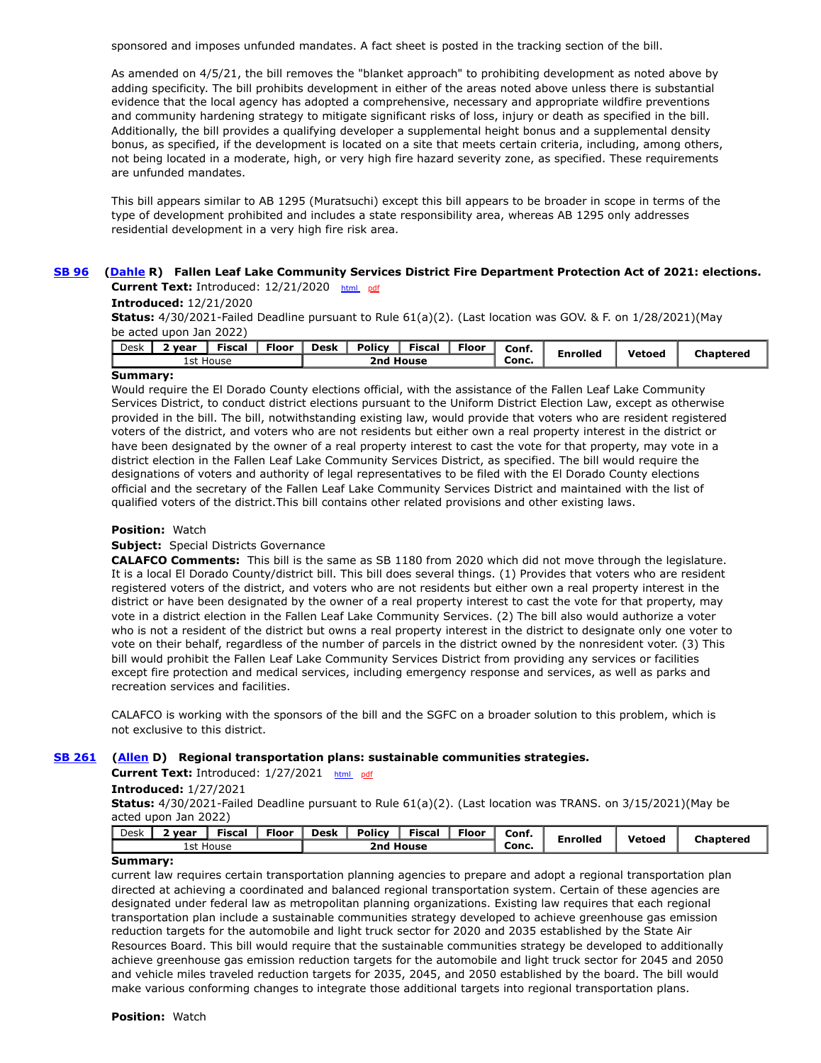sponsored and imposes unfunded mandates. A fact sheet is posted in the tracking section of the bill.

As amended on 4/5/21, the bill removes the "blanket approach" to prohibiting development as noted above by adding specificity. The bill prohibits development in either of the areas noted above unless there is substantial evidence that the local agency has adopted a comprehensive, necessary and appropriate wildfire preventions and community hardening strategy to mitigate significant risks of loss, injury or death as specified in the bill. Additionally, the bill provides a qualifying developer a supplemental height bonus and a supplemental density bonus, as specified, if the development is located on a site that meets certain criteria, including, among others, not being located in a moderate, high, or very high fire hazard severity zone, as specified. These requirements are unfunded mandates.

This bill appears similar to AB 1295 (Muratsuchi) except this bill appears to be broader in scope in terms of the type of development prohibited and includes a state responsibility area, whereas AB 1295 only addresses residential development in a very high fire risk area.

### SB 96 (Dahle R) Fallen Leaf Lake Community Services District Fire Department Protection Act of 2021: elections.

**Current Text:** Introduced: 12/21/2020 html pdf

**Introduced:** 12/21/2020

**Status:** 4/30/2021-Failed Deadline pursuant to Rule 61(a)(2). (Last location was GOV. & F. on 1/28/2021)(May be acted upon Jan 2022)

| Desk | 2 year | Fiscal | Floor | Desk | Policy | Fiscal | Floor | Conf. Conc. | Enrolled | Vetoed | Chaptered |
|---|---|---|---|---|---|---|---|---|---|---|---|
| 1st House | | | | 2nd House | | | | | | | |

**Summary:**
Would require the El Dorado County elections official, with the assistance of the Fallen Leaf Lake Community Services District, to conduct district elections pursuant to the Uniform District Election Law, except as otherwise provided in the bill. The bill, notwithstanding existing law, would provide that voters who are resident registered voters of the district, and voters who are not residents but either own a real property interest in the district or have been designated by the owner of a real property interest to cast the vote for that property, may vote in a district election in the Fallen Leaf Lake Community Services District, as specified. The bill would require the designations of voters and authority of legal representatives to be filed with the El Dorado County elections official and the secretary of the Fallen Leaf Lake Community Services District and maintained with the list of qualified voters of the district.This bill contains other related provisions and other existing laws.

**Position:** Watch

**Subject:** Special Districts Governance

**CALAFCO Comments:** This bill is the same as SB 1180 from 2020 which did not move through the legislature. It is a local El Dorado County/district bill. This bill does several things. (1) Provides that voters who are resident registered voters of the district, and voters who are not residents but either own a real property interest in the district or have been designated by the owner of a real property interest to cast the vote for that property, may vote in a district election in the Fallen Leaf Lake Community Services. (2) The bill also would authorize a voter who is not a resident of the district but owns a real property interest in the district to designate only one voter to vote on their behalf, regardless of the number of parcels in the district owned by the nonresident voter. (3) This bill would prohibit the Fallen Leaf Lake Community Services District from providing any services or facilities except fire protection and medical services, including emergency response and services, as well as parks and recreation services and facilities.

CALAFCO is working with the sponsors of the bill and the SGFC on a broader solution to this problem, which is not exclusive to this district.

### SB 261 (Allen D) Regional transportation plans: sustainable communities strategies.

**Current Text:** Introduced: 1/27/2021 html pdf

**Introduced:** 1/27/2021

**Status:** 4/30/2021-Failed Deadline pursuant to Rule 61(a)(2). (Last location was TRANS. on 3/15/2021)(May be acted upon Jan 2022)

| Desk | 2 year | Fiscal | Floor | Desk | Policy | Fiscal | Floor | Conf. Conc. | Enrolled | Vetoed | Chaptered |
|---|---|---|---|---|---|---|---|---|---|---|---|
| 1st House | | | | 2nd House | | | | | | | |

**Summary:**
current law requires certain transportation planning agencies to prepare and adopt a regional transportation plan directed at achieving a coordinated and balanced regional transportation system. Certain of these agencies are designated under federal law as metropolitan planning organizations. Existing law requires that each regional transportation plan include a sustainable communities strategy developed to achieve greenhouse gas emission reduction targets for the automobile and light truck sector for 2020 and 2035 established by the State Air Resources Board. This bill would require that the sustainable communities strategy be developed to additionally achieve greenhouse gas emission reduction targets for the automobile and light truck sector for 2045 and 2050 and vehicle miles traveled reduction targets for 2035, 2045, and 2050 established by the board. The bill would make various conforming changes to integrate those additional targets into regional transportation plans.

**Position:** Watch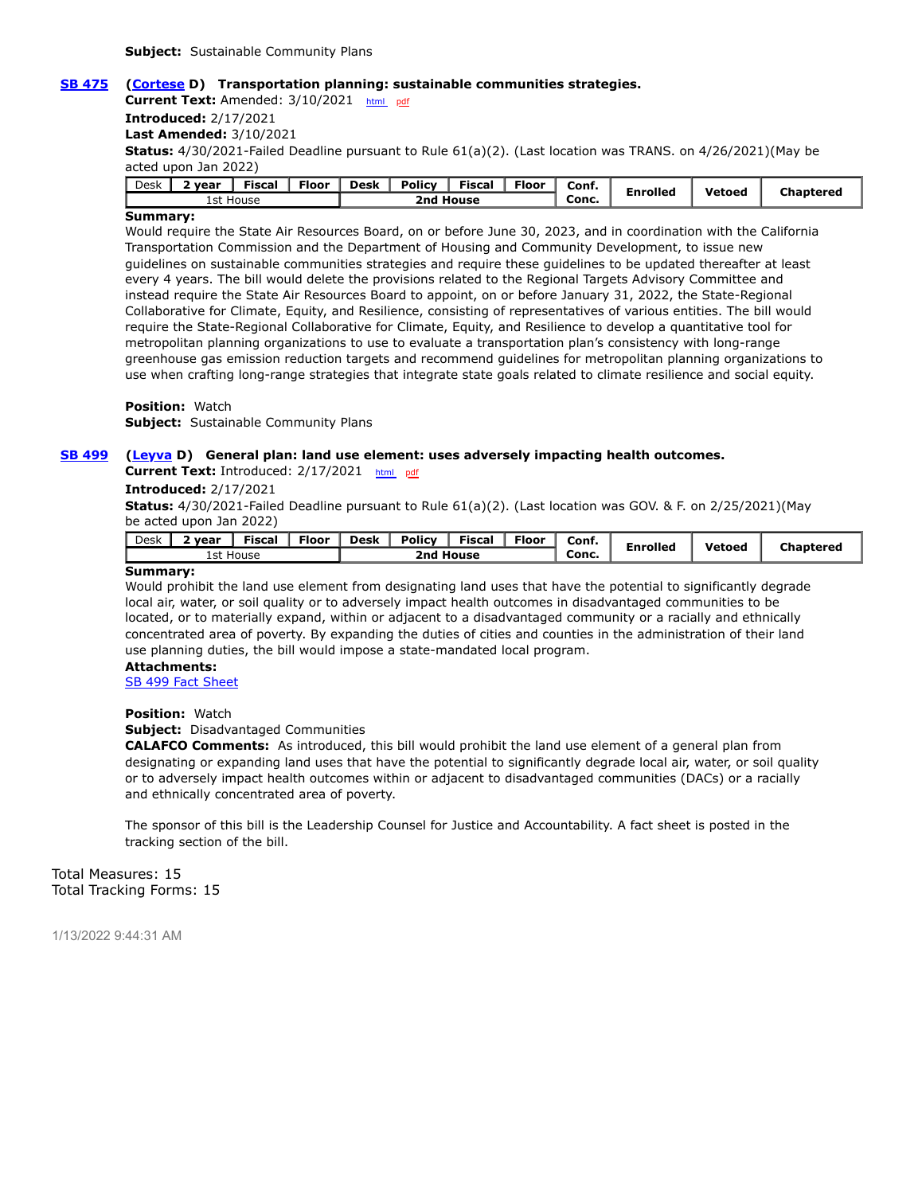**Subject:** Sustainable Community Plans

**SB 475** (**Cortese** D) **Transportation planning: sustainable communities strategies.**
**Current Text:** Amended: 3/10/2021 html pdf
**Introduced:** 2/17/2021
**Last Amended:** 3/10/2021
**Status:** 4/30/2021-Failed Deadline pursuant to Rule 61(a)(2). (Last location was TRANS. on 4/26/2021)(May be acted upon Jan 2022)

| Desk | 2 year | Fiscal | Floor | Desk | Policy | Fiscal | Floor | Conf. Conc. | Enrolled | Vetoed | Chaptered |
|---|---|---|---|---|---|---|---|---|---|---|---|
| 1st House | | | | 2nd House | | | | | | | |

**Summary:**
Would require the State Air Resources Board, on or before June 30, 2023, and in coordination with the California Transportation Commission and the Department of Housing and Community Development, to issue new guidelines on sustainable communities strategies and require these guidelines to be updated thereafter at least every 4 years. The bill would delete the provisions related to the Regional Targets Advisory Committee and instead require the State Air Resources Board to appoint, on or before January 31, 2022, the State-Regional Collaborative for Climate, Equity, and Resilience, consisting of representatives of various entities. The bill would require the State-Regional Collaborative for Climate, Equity, and Resilience to develop a quantitative tool for metropolitan planning organizations to use to evaluate a transportation plan's consistency with long-range greenhouse gas emission reduction targets and recommend guidelines for metropolitan planning organizations to use when crafting long-range strategies that integrate state goals related to climate resilience and social equity.

**Position:** Watch
**Subject:** Sustainable Community Plans

**SB 499** (**Leyva** D) **General plan: land use element: uses adversely impacting health outcomes.**
**Current Text:** Introduced: 2/17/2021 html pdf
**Introduced:** 2/17/2021
**Status:** 4/30/2021-Failed Deadline pursuant to Rule 61(a)(2). (Last location was GOV. & F. on 2/25/2021)(May be acted upon Jan 2022)

| Desk | 2 year | Fiscal | Floor | Desk | Policy | Fiscal | Floor | Conf. Conc. | Enrolled | Vetoed | Chaptered |
|---|---|---|---|---|---|---|---|---|---|---|---|
| 1st House | | | | 2nd House | | | | | | | |

**Summary:**
Would prohibit the land use element from designating land uses that have the potential to significantly degrade local air, water, or soil quality or to adversely impact health outcomes in disadvantaged communities to be located, or to materially expand, within or adjacent to a disadvantaged community or a racially and ethnically concentrated area of poverty. By expanding the duties of cities and counties in the administration of their land use planning duties, the bill would impose a state-mandated local program.

**Attachments:**
SB 499 Fact Sheet

**Position:** Watch
**Subject:** Disadvantaged Communities
**CALAFCO Comments:** As introduced, this bill would prohibit the land use element of a general plan from designating or expanding land uses that have the potential to significantly degrade local air, water, or soil quality or to adversely impact health outcomes within or adjacent to disadvantaged communities (DACs) or a racially and ethnically concentrated area of poverty.

The sponsor of this bill is the Leadership Counsel for Justice and Accountability. A fact sheet is posted in the tracking section of the bill.

Total Measures: 15
Total Tracking Forms: 15

1/13/2022 9:44:31 AM